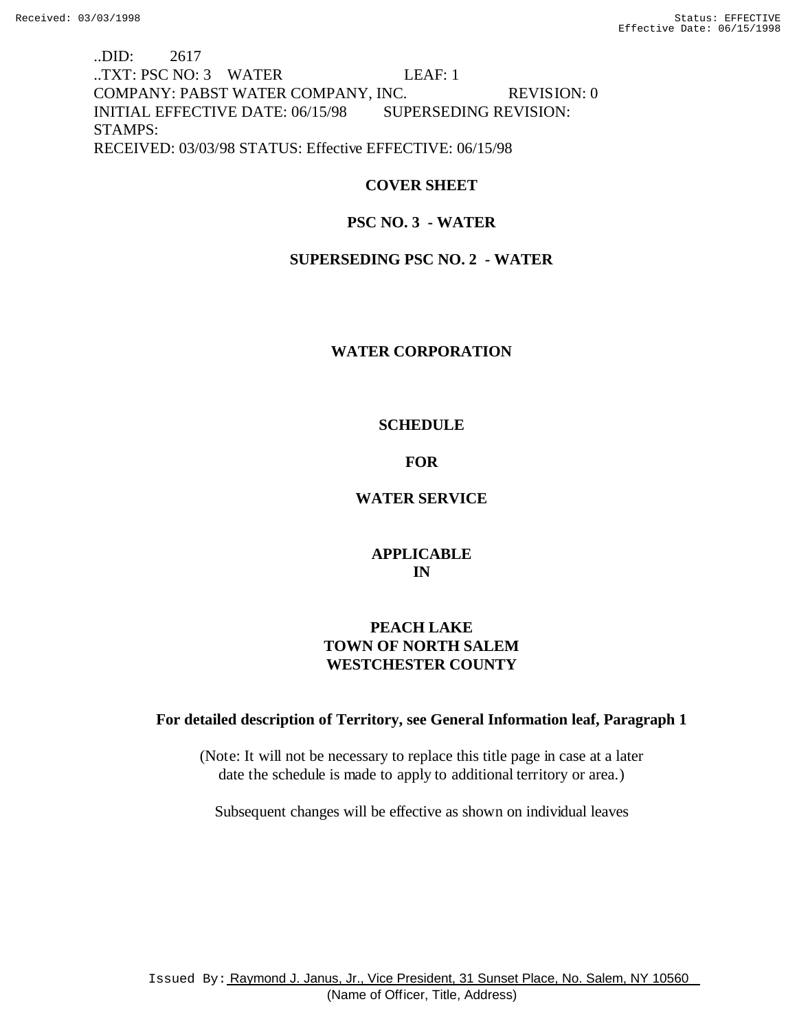..DID: 2617
..TXT: PSC NO: 3 WATER LEAF: 1
COMPANY: PABST WATER COMPANY, INC. REVISION: 0
INITIAL EFFECTIVE DATE: 06/15/98 SUPERSEDING REVISION:
STAMPS:
RECEIVED: 03/03/98 STATUS: Effective EFFECTIVE: 06/15/98

**COVER SHEET**

**PSC NO. 3 - WATER**

**SUPERSEDING PSC NO. 2 - WATER**

**WATER CORPORATION**

**SCHEDULE**

**FOR**

**WATER SERVICE**

**APPLICABLE**
**IN**

**PEACH LAKE**
**TOWN OF NORTH SALEM**
**WESTCHESTER COUNTY**

**For detailed description of Territory, see General Information leaf, Paragraph 1**

(Note: It will not be necessary to replace this title page in case at a later date the schedule is made to apply to additional territory or area.)

Subsequent changes will be effective as shown on individual leaves

Issued By: Raymond J. Janus, Jr., Vice President, 31 Sunset Place, No. Salem, NY 10560
(Name of Officer, Title, Address)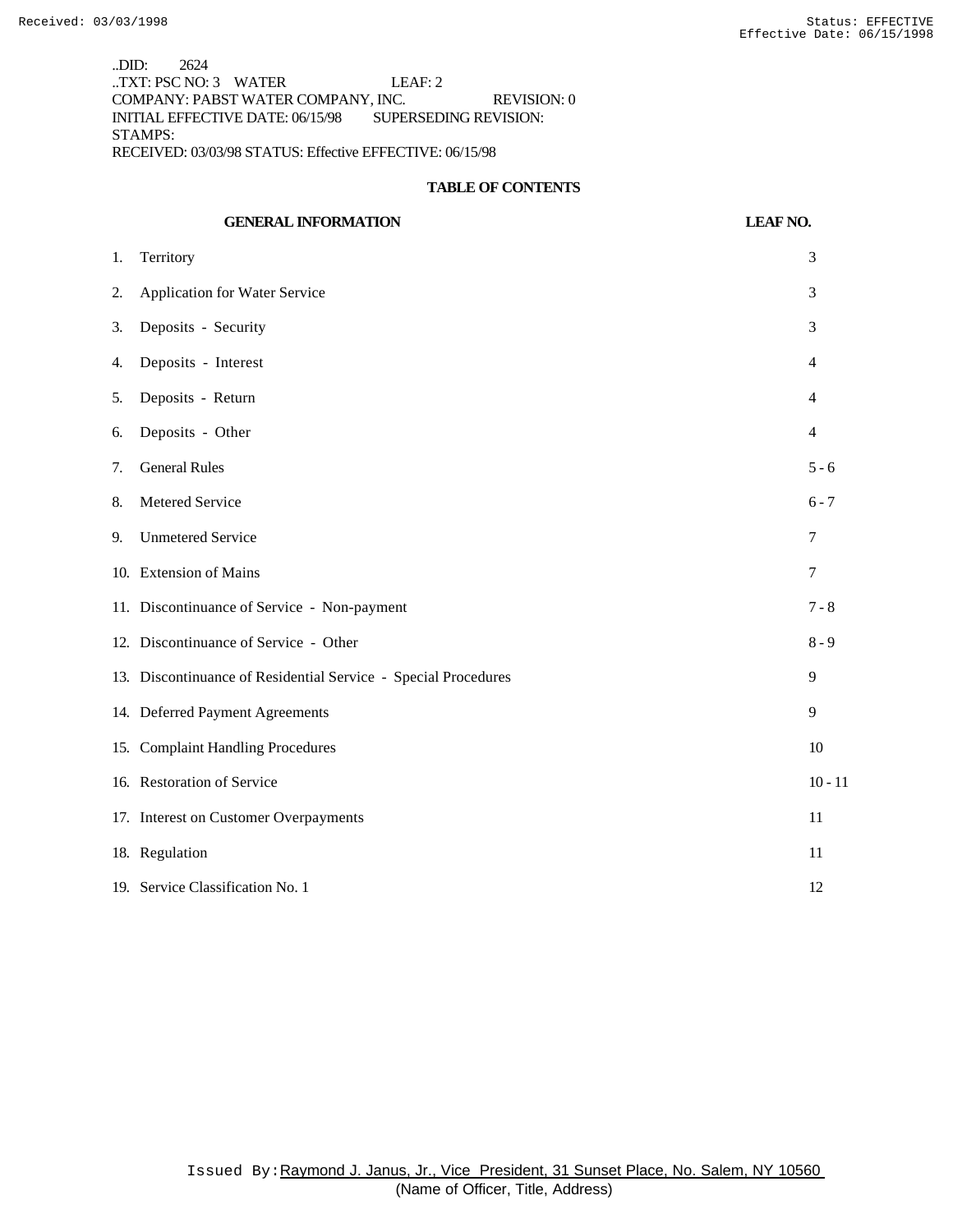..DID: 2624
..TXT: PSC NO: 3 WATER LEAF: 2
COMPANY: PABST WATER COMPANY, INC. REVISION: 0
INITIAL EFFECTIVE DATE: 06/15/98 SUPERSEDING REVISION:
STAMPS:
RECEIVED: 03/03/98 STATUS: Effective EFFECTIVE: 06/15/98

## TABLE OF CONTENTS

| GENERAL INFORMATION | LEAF NO. |
|---|---|
| 1. Territory | 3 |
| 2. Application for Water Service | 3 |
| 3. Deposits - Security | 3 |
| 4. Deposits - Interest | 4 |
| 5. Deposits - Return | 4 |
| 6. Deposits - Other | 4 |
| 7. General Rules | 5 - 6 |
| 8. Metered Service | 6 - 7 |
| 9. Unmetered Service | 7 |
| 10. Extension of Mains | 7 |
| 11. Discontinuance of Service - Non-payment | 7 - 8 |
| 12. Discontinuance of Service - Other | 8 - 9 |
| 13. Discontinuance of Residential Service - Special Procedures | 9 |
| 14. Deferred Payment Agreements | 9 |
| 15. Complaint Handling Procedures | 10 |
| 16. Restoration of Service | 10 - 11 |
| 17. Interest on Customer Overpayments | 11 |
| 18. Regulation | 11 |
| 19. Service Classification No. 1 | 12 |

Issued By: Raymond J. Janus, Jr., Vice President, 31 Sunset Place, No. Salem, NY 10560
(Name of Officer, Title, Address)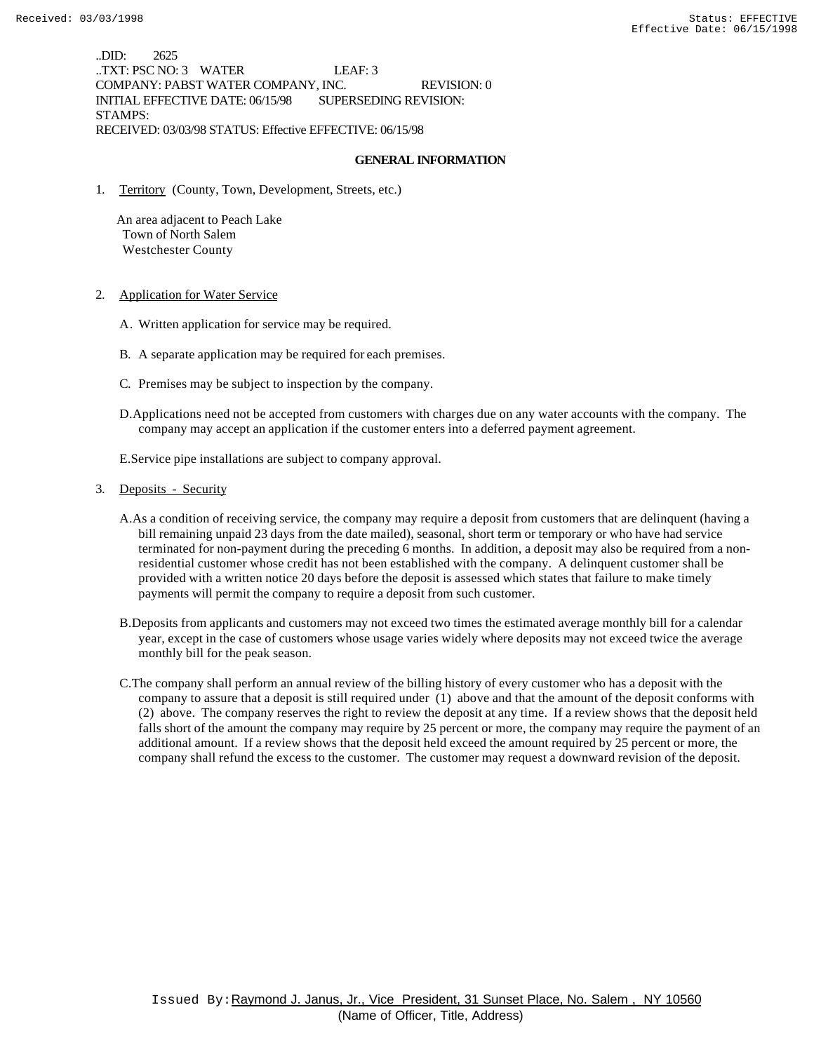..DID: 2625
..TXT: PSC NO: 3 WATER LEAF: 3
COMPANY: PABST WATER COMPANY, INC. REVISION: 0
INITIAL EFFECTIVE DATE: 06/15/98 SUPERSEDING REVISION:
STAMPS:
RECEIVED: 03/03/98 STATUS: Effective EFFECTIVE: 06/15/98

## GENERAL INFORMATION

1. Territory (County, Town, Development, Streets, etc.)

   An area adjacent to Peach Lake
   Town of North Salem
   Westchester County

2. Application for Water Service

   A. Written application for service may be required.

   B. A separate application may be required for each premises.

   C. Premises may be subject to inspection by the company.

   D. Applications need not be accepted from customers with charges due on any water accounts with the company. The company may accept an application if the customer enters into a deferred payment agreement.

   E. Service pipe installations are subject to company approval.

3. Deposits - Security

   A. As a condition of receiving service, the company may require a deposit from customers that are delinquent (having a bill remaining unpaid 23 days from the date mailed), seasonal, short term or temporary or who have had service terminated for non-payment during the preceding 6 months. In addition, a deposit may also be required from a non-residential customer whose credit has not been established with the company. A delinquent customer shall be provided with a written notice 20 days before the deposit is assessed which states that failure to make timely payments will permit the company to require a deposit from such customer.

   B. Deposits from applicants and customers may not exceed two times the estimated average monthly bill for a calendar year, except in the case of customers whose usage varies widely where deposits may not exceed twice the average monthly bill for the peak season.

   C. The company shall perform an annual review of the billing history of every customer who has a deposit with the company to assure that a deposit is still required under (1) above and that the amount of the deposit conforms with (2) above. The company reserves the right to review the deposit at any time. If a review shows that the deposit held falls short of the amount the company may require by 25 percent or more, the company may require the payment of an additional amount. If a review shows that the deposit held exceed the amount required by 25 percent or more, the company shall refund the excess to the customer. The customer may request a downward revision of the deposit.

Issued By: Raymond J. Janus, Jr., Vice President, 31 Sunset Place, No. Salem , NY 10560
(Name of Officer, Title, Address)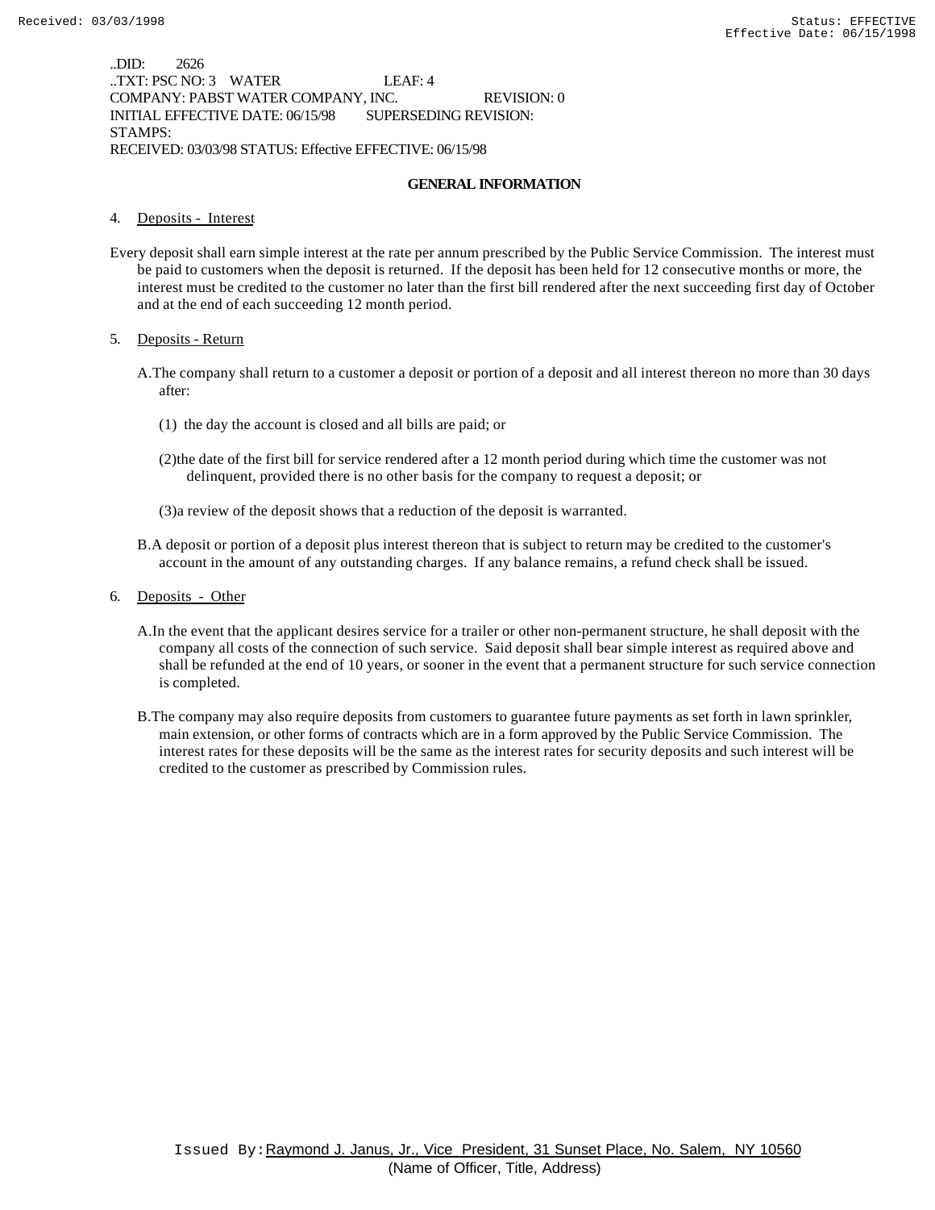..DID: 2626
..TXT: PSC NO: 3 WATER LEAF: 4
COMPANY: PABST WATER COMPANY, INC. REVISION: 0
INITIAL EFFECTIVE DATE: 06/15/98 SUPERSEDING REVISION:
STAMPS:
RECEIVED: 03/03/98 STATUS: Effective EFFECTIVE: 06/15/98

## GENERAL INFORMATION

4. Deposits - Interest

Every deposit shall earn simple interest at the rate per annum prescribed by the Public Service Commission. The interest must be paid to customers when the deposit is returned. If the deposit has been held for 12 consecutive months or more, the interest must be credited to the customer no later than the first bill rendered after the next succeeding first day of October and at the end of each succeeding 12 month period.

5. Deposits - Return

A. The company shall return to a customer a deposit or portion of a deposit and all interest thereon no more than 30 days after:

(1) the day the account is closed and all bills are paid; or

(2) the date of the first bill for service rendered after a 12 month period during which time the customer was not delinquent, provided there is no other basis for the company to request a deposit; or

(3) a review of the deposit shows that a reduction of the deposit is warranted.

B. A deposit or portion of a deposit plus interest thereon that is subject to return may be credited to the customer's account in the amount of any outstanding charges. If any balance remains, a refund check shall be issued.

6. Deposits - Other

A. In the event that the applicant desires service for a trailer or other non-permanent structure, he shall deposit with the company all costs of the connection of such service. Said deposit shall bear simple interest as required above and shall be refunded at the end of 10 years, or sooner in the event that a permanent structure for such service connection is completed.

B. The company may also require deposits from customers to guarantee future payments as set forth in lawn sprinkler, main extension, or other forms of contracts which are in a form approved by the Public Service Commission. The interest rates for these deposits will be the same as the interest rates for security deposits and such interest will be credited to the customer as prescribed by Commission rules.

Issued By: Raymond J. Janus, Jr., Vice President, 31 Sunset Place, No. Salem, NY 10560
(Name of Officer, Title, Address)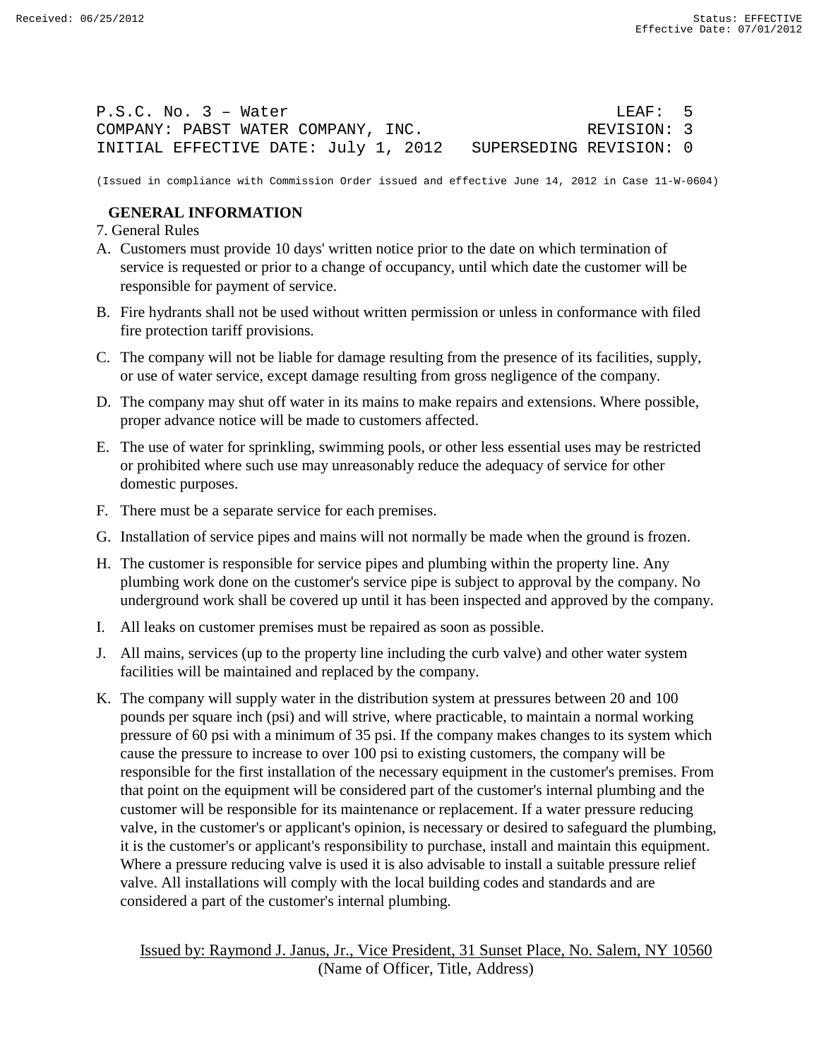P.S.C. No. 3 – Water LEAF: 5
COMPANY: PABST WATER COMPANY, INC. REVISION: 3
INITIAL EFFECTIVE DATE: July 1, 2012 SUPERSEDING REVISION: 0

(Issued in compliance with Commission Order issued and effective June 14, 2012 in Case 11-W-0604)

## GENERAL INFORMATION

7. General Rules

A. Customers must provide 10 days' written notice prior to the date on which termination of service is requested or prior to a change of occupancy, until which date the customer will be responsible for payment of service.

B. Fire hydrants shall not be used without written permission or unless in conformance with filed fire protection tariff provisions.

C. The company will not be liable for damage resulting from the presence of its facilities, supply, or use of water service, except damage resulting from gross negligence of the company.

D. The company may shut off water in its mains to make repairs and extensions. Where possible, proper advance notice will be made to customers affected.

E. The use of water for sprinkling, swimming pools, or other less essential uses may be restricted or prohibited where such use may unreasonably reduce the adequacy of service for other domestic purposes.

F. There must be a separate service for each premises.

G. Installation of service pipes and mains will not normally be made when the ground is frozen.

H. The customer is responsible for service pipes and plumbing within the property line. Any plumbing work done on the customer's service pipe is subject to approval by the company. No underground work shall be covered up until it has been inspected and approved by the company.

I. All leaks on customer premises must be repaired as soon as possible.

J. All mains, services (up to the property line including the curb valve) and other water system facilities will be maintained and replaced by the company.

K. The company will supply water in the distribution system at pressures between 20 and 100 pounds per square inch (psi) and will strive, where practicable, to maintain a normal working pressure of 60 psi with a minimum of 35 psi. If the company makes changes to its system which cause the pressure to increase to over 100 psi to existing customers, the company will be responsible for the first installation of the necessary equipment in the customer's premises. From that point on the equipment will be considered part of the customer's internal plumbing and the customer will be responsible for its maintenance or replacement. If a water pressure reducing valve, in the customer's or applicant's opinion, is necessary or desired to safeguard the plumbing, it is the customer's or applicant's responsibility to purchase, install and maintain this equipment. Where a pressure reducing valve is used it is also advisable to install a suitable pressure relief valve. All installations will comply with the local building codes and standards and are considered a part of the customer's internal plumbing.

Issued by: Raymond J. Janus, Jr., Vice President, 31 Sunset Place, No. Salem, NY 10560
(Name of Officer, Title, Address)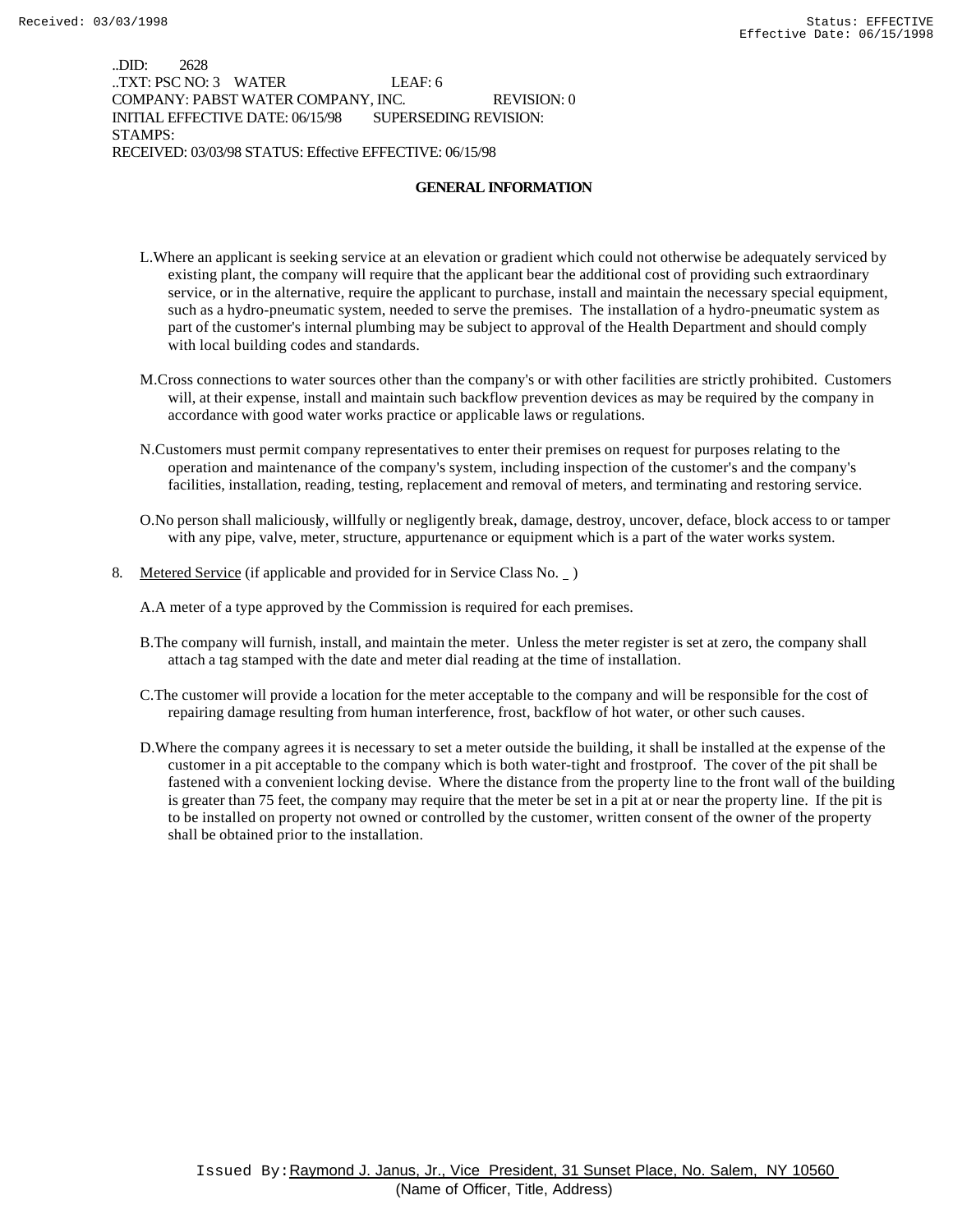..DID: 2628
..TXT: PSC NO: 3 WATER LEAF: 6
COMPANY: PABST WATER COMPANY, INC. REVISION: 0
INITIAL EFFECTIVE DATE: 06/15/98 SUPERSEDING REVISION:
STAMPS:
RECEIVED: 03/03/98 STATUS: Effective EFFECTIVE: 06/15/98

## GENERAL INFORMATION

L. Where an applicant is seeking service at an elevation or gradient which could not otherwise be adequately serviced by existing plant, the company will require that the applicant bear the additional cost of providing such extraordinary service, or in the alternative, require the applicant to purchase, install and maintain the necessary special equipment, such as a hydro-pneumatic system, needed to serve the premises. The installation of a hydro-pneumatic system as part of the customer's internal plumbing may be subject to approval of the Health Department and should comply with local building codes and standards.

M. Cross connections to water sources other than the company's or with other facilities are strictly prohibited. Customers will, at their expense, install and maintain such backflow prevention devices as may be required by the company in accordance with good water works practice or applicable laws or regulations.

N. Customers must permit company representatives to enter their premises on request for purposes relating to the operation and maintenance of the company's system, including inspection of the customer's and the company's facilities, installation, reading, testing, replacement and removal of meters, and terminating and restoring service.

O. No person shall maliciously, willfully or negligently break, damage, destroy, uncover, deface, block access to or tamper with any pipe, valve, meter, structure, appurtenance or equipment which is a part of the water works system.

8. Metered Service (if applicable and provided for in Service Class No. _ )

A. A meter of a type approved by the Commission is required for each premises.

B. The company will furnish, install, and maintain the meter. Unless the meter register is set at zero, the company shall attach a tag stamped with the date and meter dial reading at the time of installation.

C. The customer will provide a location for the meter acceptable to the company and will be responsible for the cost of repairing damage resulting from human interference, frost, backflow of hot water, or other such causes.

D. Where the company agrees it is necessary to set a meter outside the building, it shall be installed at the expense of the customer in a pit acceptable to the company which is both water-tight and frostproof. The cover of the pit shall be fastened with a convenient locking devise. Where the distance from the property line to the front wall of the building is greater than 75 feet, the company may require that the meter be set in a pit at or near the property line. If the pit is to be installed on property not owned or controlled by the customer, written consent of the owner of the property shall be obtained prior to the installation.

Issued By: Raymond J. Janus, Jr., Vice President, 31 Sunset Place, No. Salem, NY 10560
(Name of Officer, Title, Address)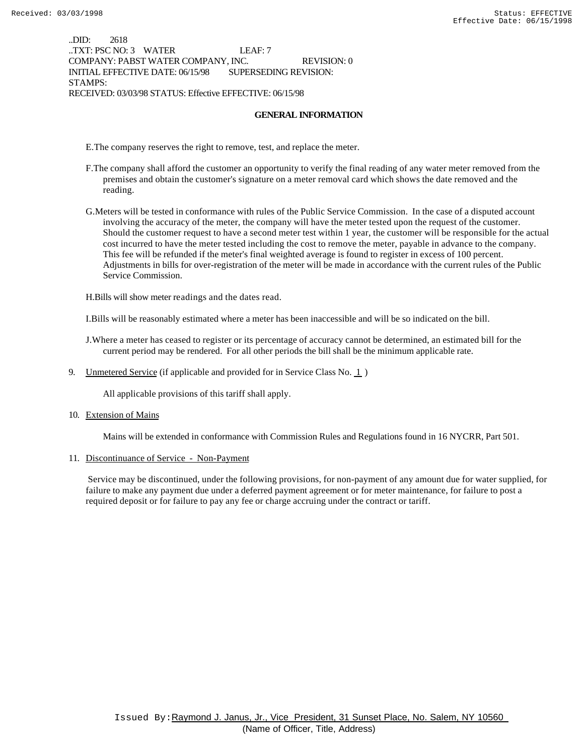..DID: 2618
..TXT: PSC NO: 3 WATER LEAF: 7
COMPANY: PABST WATER COMPANY, INC. REVISION: 0
INITIAL EFFECTIVE DATE: 06/15/98 SUPERSEDING REVISION:
STAMPS:
RECEIVED: 03/03/98 STATUS: Effective EFFECTIVE: 06/15/98

## GENERAL INFORMATION

E. The company reserves the right to remove, test, and replace the meter.

F. The company shall afford the customer an opportunity to verify the final reading of any water meter removed from the premises and obtain the customer's signature on a meter removal card which shows the date removed and the reading.

G. Meters will be tested in conformance with rules of the Public Service Commission. In the case of a disputed account involving the accuracy of the meter, the company will have the meter tested upon the request of the customer. Should the customer request to have a second meter test within 1 year, the customer will be responsible for the actual cost incurred to have the meter tested including the cost to remove the meter, payable in advance to the company. This fee will be refunded if the meter's final weighted average is found to register in excess of 100 percent. Adjustments in bills for over-registration of the meter will be made in accordance with the current rules of the Public Service Commission.

H. Bills will show meter readings and the dates read.

I. Bills will be reasonably estimated where a meter has been inaccessible and will be so indicated on the bill.

J. Where a meter has ceased to register or its percentage of accuracy cannot be determined, an estimated bill for the current period may be rendered. For all other periods the bill shall be the minimum applicable rate.

9. Unmetered Service (if applicable and provided for in Service Class No. 1 )

   All applicable provisions of this tariff shall apply.

10. Extension of Mains

    Mains will be extended in conformance with Commission Rules and Regulations found in 16 NYCRR, Part 501.

11. Discontinuance of Service - Non-Payment

    Service may be discontinued, under the following provisions, for non-payment of any amount due for water supplied, for failure to make any payment due under a deferred payment agreement or for meter maintenance, for failure to post a required deposit or for failure to pay any fee or charge accruing under the contract or tariff.

Issued By: Raymond J. Janus, Jr., Vice President, 31 Sunset Place, No. Salem, NY 10560
(Name of Officer, Title, Address)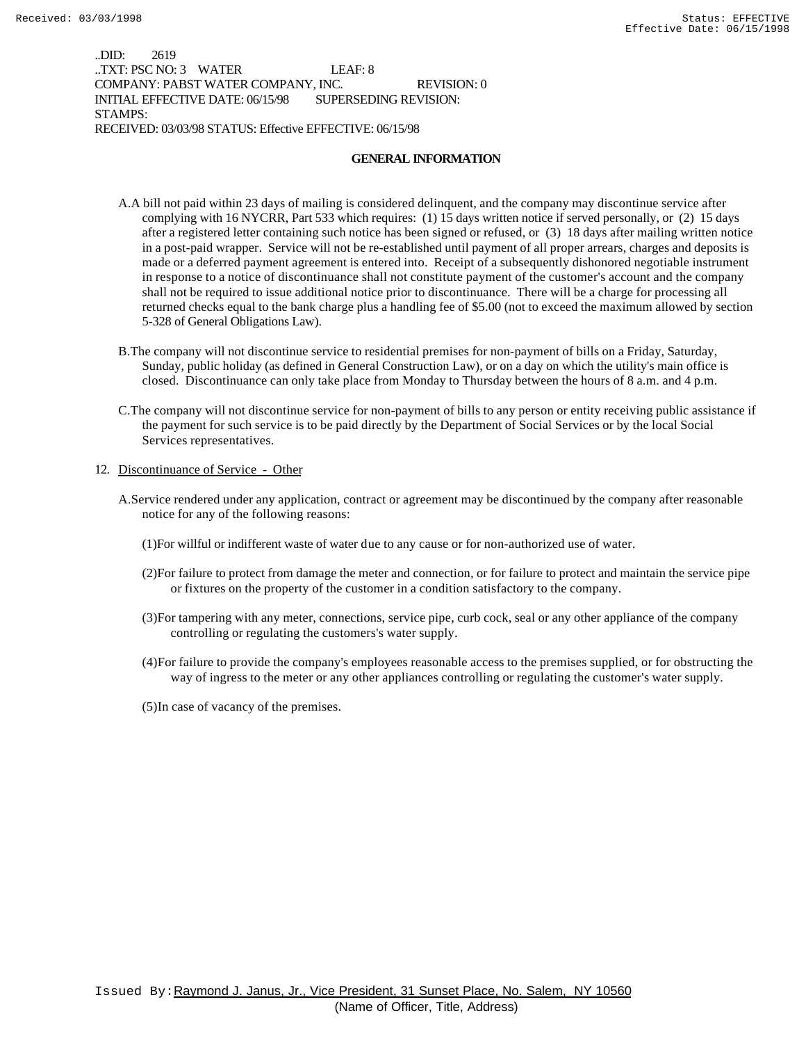..DID: 2619
..TXT: PSC NO: 3 WATER LEAF: 8
COMPANY: PABST WATER COMPANY, INC. REVISION: 0
INITIAL EFFECTIVE DATE: 06/15/98 SUPERSEDING REVISION:
STAMPS:
RECEIVED: 03/03/98 STATUS: Effective EFFECTIVE: 06/15/98

## GENERAL INFORMATION

A. A bill not paid within 23 days of mailing is considered delinquent, and the company may discontinue service after complying with 16 NYCRR, Part 533 which requires: (1) 15 days written notice if served personally, or (2) 15 days after a registered letter containing such notice has been signed or refused, or (3) 18 days after mailing written notice in a post-paid wrapper. Service will not be re-established until payment of all proper arrears, charges and deposits is made or a deferred payment agreement is entered into. Receipt of a subsequently dishonored negotiable instrument in response to a notice of discontinuance shall not constitute payment of the customer's account and the company shall not be required to issue additional notice prior to discontinuance. There will be a charge for processing all returned checks equal to the bank charge plus a handling fee of $5.00 (not to exceed the maximum allowed by section 5-328 of General Obligations Law).

B. The company will not discontinue service to residential premises for non-payment of bills on a Friday, Saturday, Sunday, public holiday (as defined in General Construction Law), or on a day on which the utility's main office is closed. Discontinuance can only take place from Monday to Thursday between the hours of 8 a.m. and 4 p.m.

C. The company will not discontinue service for non-payment of bills to any person or entity receiving public assistance if the payment for such service is to be paid directly by the Department of Social Services or by the local Social Services representatives.

12. Discontinuance of Service - Other

A. Service rendered under any application, contract or agreement may be discontinued by the company after reasonable notice for any of the following reasons:

(1) For willful or indifferent waste of water due to any cause or for non-authorized use of water.

(2) For failure to protect from damage the meter and connection, or for failure to protect and maintain the service pipe or fixtures on the property of the customer in a condition satisfactory to the company.

(3) For tampering with any meter, connections, service pipe, curb cock, seal or any other appliance of the company controlling or regulating the customers's water supply.

(4) For failure to provide the company's employees reasonable access to the premises supplied, or for obstructing the way of ingress to the meter or any other appliances controlling or regulating the customer's water supply.

(5) In case of vacancy of the premises.

Issued By: Raymond J. Janus, Jr., Vice President, 31 Sunset Place, No. Salem, NY 10560
(Name of Officer, Title, Address)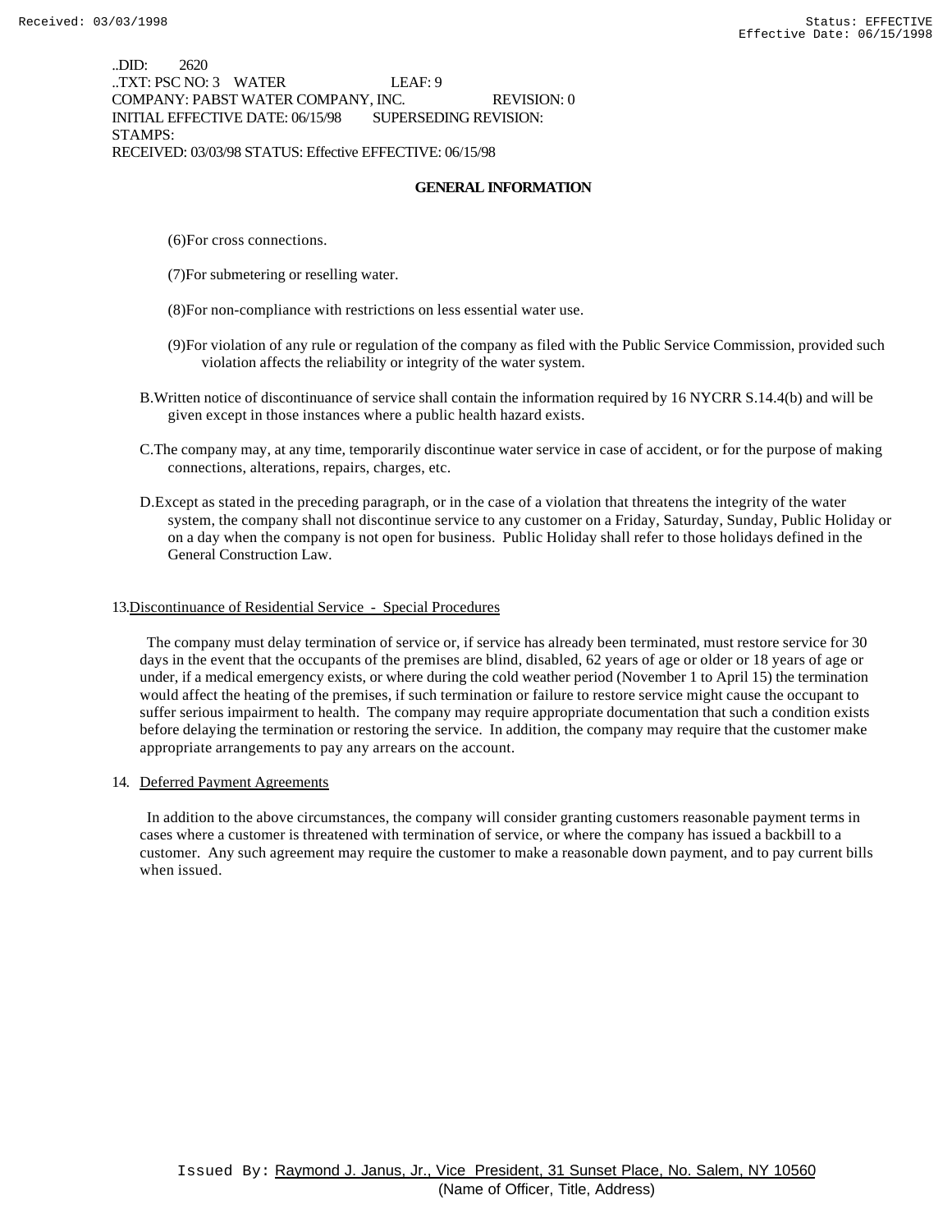..DID: 2620
..TXT: PSC NO: 3 WATER LEAF: 9
COMPANY: PABST WATER COMPANY, INC. REVISION: 0
INITIAL EFFECTIVE DATE: 06/15/98 SUPERSEDING REVISION:
STAMPS:
RECEIVED: 03/03/98 STATUS: Effective EFFECTIVE: 06/15/98

## GENERAL INFORMATION

(6)For cross connections.

(7)For submetering or reselling water.

(8)For non-compliance with restrictions on less essential water use.

(9)For violation of any rule or regulation of the company as filed with the Public Service Commission, provided such violation affects the reliability or integrity of the water system.

B.Written notice of discontinuance of service shall contain the information required by 16 NYCRR S.14.4(b) and will be given except in those instances where a public health hazard exists.

C.The company may, at any time, temporarily discontinue water service in case of accident, or for the purpose of making connections, alterations, repairs, charges, etc.

D.Except as stated in the preceding paragraph, or in the case of a violation that threatens the integrity of the water system, the company shall not discontinue service to any customer on a Friday, Saturday, Sunday, Public Holiday or on a day when the company is not open for business. Public Holiday shall refer to those holidays defined in the General Construction Law.

13.Discontinuance of Residential Service - Special Procedures

The company must delay termination of service or, if service has already been terminated, must restore service for 30 days in the event that the occupants of the premises are blind, disabled, 62 years of age or older or 18 years of age or under, if a medical emergency exists, or where during the cold weather period (November 1 to April 15) the termination would affect the heating of the premises, if such termination or failure to restore service might cause the occupant to suffer serious impairment to health. The company may require appropriate documentation that such a condition exists before delaying the termination or restoring the service. In addition, the company may require that the customer make appropriate arrangements to pay any arrears on the account.

14. Deferred Payment Agreements

In addition to the above circumstances, the company will consider granting customers reasonable payment terms in cases where a customer is threatened with termination of service, or where the company has issued a backbill to a customer. Any such agreement may require the customer to make a reasonable down payment, and to pay current bills when issued.

Issued By: Raymond J. Janus, Jr., Vice President, 31 Sunset Place, No. Salem, NY 10560
(Name of Officer, Title, Address)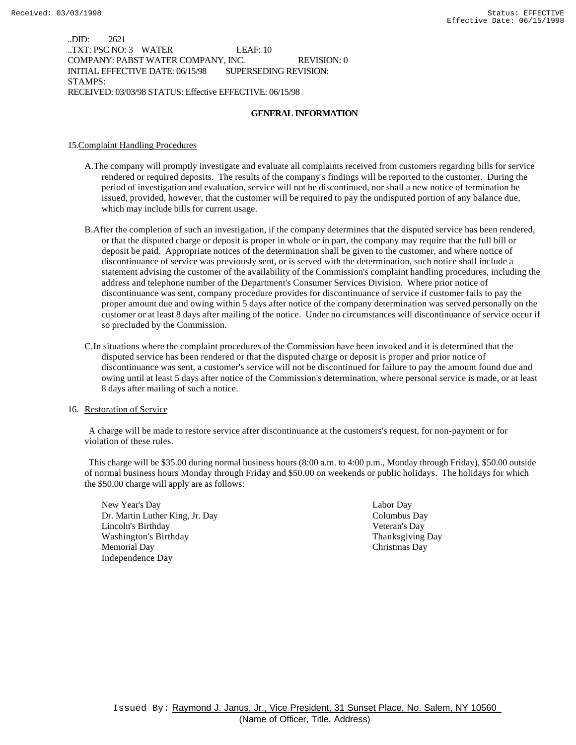..DID: 2621
..TXT: PSC NO: 3 WATER LEAF: 10
COMPANY: PABST WATER COMPANY, INC. REVISION: 0
INITIAL EFFECTIVE DATE: 06/15/98 SUPERSEDING REVISION:
STAMPS:
RECEIVED: 03/03/98 STATUS: Effective EFFECTIVE: 06/15/98

## GENERAL INFORMATION

15. Complaint Handling Procedures

A. The company will promptly investigate and evaluate all complaints received from customers regarding bills for service rendered or required deposits. The results of the company's findings will be reported to the customer. During the period of investigation and evaluation, service will not be discontinued, nor shall a new notice of termination be issued, provided, however, that the customer will be required to pay the undisputed portion of any balance due, which may include bills for current usage.

B. After the completion of such an investigation, if the company determines that the disputed service has been rendered, or that the disputed charge or deposit is proper in whole or in part, the company may require that the full bill or deposit be paid. Appropriate notices of the determination shall be given to the customer, and where notice of discontinuance of service was previously sent, or is served with the determination, such notice shall include a statement advising the customer of the availability of the Commission's complaint handling procedures, including the address and telephone number of the Department's Consumer Services Division. Where prior notice of discontinuance was sent, company procedure provides for discontinuance of service if customer fails to pay the proper amount due and owing within 5 days after notice of the company determination was served personally on the customer or at least 8 days after mailing of the notice. Under no circumstances will discontinuance of service occur if so precluded by the Commission.

C. In situations where the complaint procedures of the Commission have been invoked and it is determined that the disputed service has been rendered or that the disputed charge or deposit is proper and prior notice of discontinuance was sent, a customer's service will not be discontinued for failure to pay the amount found due and owing until at least 5 days after notice of the Commission's determination, where personal service is made, or at least 8 days after mailing of such a notice.

16. Restoration of Service

A charge will be made to restore service after discontinuance at the customers's request, for non-payment or for violation of these rules.

This charge will be $35.00 during normal business hours (8:00 a.m. to 4:00 p.m., Monday through Friday), $50.00 outside of normal business hours Monday through Friday and $50.00 on weekends or public holidays. The holidays for which the $50.00 charge will apply are as follows:

New Year's Day
Dr. Martin Luther King, Jr. Day
Lincoln's Birthday
Washington's Birthday
Memorial Day
Independence Day
Labor Day
Columbus Day
Veteran's Day
Thanksgiving Day
Christmas Day

Issued By: Raymond J. Janus, Jr., Vice President, 31 Sunset Place, No. Salem, NY 10560
(Name of Officer, Title, Address)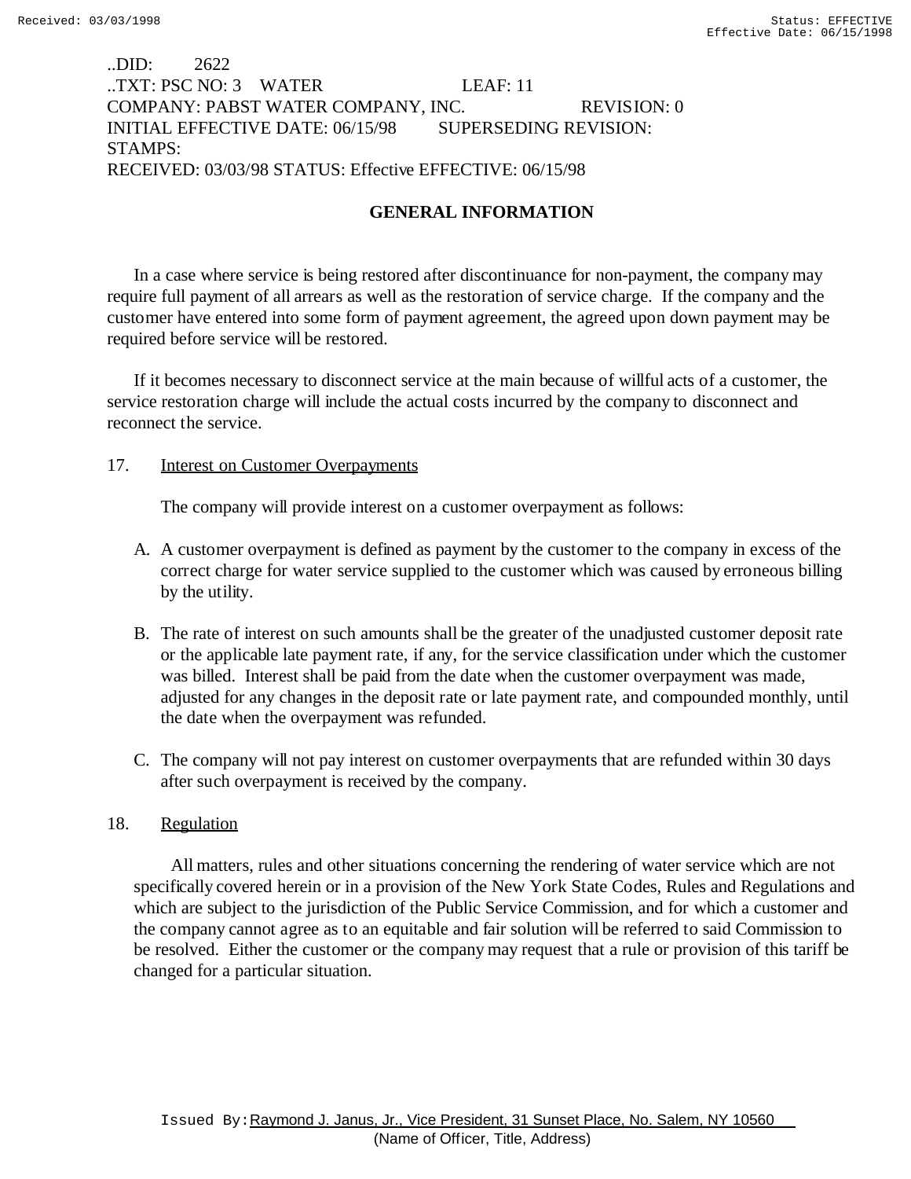..DID: 2622
..TXT: PSC NO: 3 WATER LEAF: 11
COMPANY: PABST WATER COMPANY, INC. REVISION: 0
INITIAL EFFECTIVE DATE: 06/15/98 SUPERSEDING REVISION:
STAMPS:
RECEIVED: 03/03/98 STATUS: Effective EFFECTIVE: 06/15/98

## GENERAL INFORMATION

In a case where service is being restored after discontinuance for non-payment, the company may require full payment of all arrears as well as the restoration of service charge. If the company and the customer have entered into some form of payment agreement, the agreed upon down payment may be required before service will be restored.

If it becomes necessary to disconnect service at the main because of willful acts of a customer, the service restoration charge will include the actual costs incurred by the company to disconnect and reconnect the service.

17. Interest on Customer Overpayments

The company will provide interest on a customer overpayment as follows:

A. A customer overpayment is defined as payment by the customer to the company in excess of the correct charge for water service supplied to the customer which was caused by erroneous billing by the utility.

B. The rate of interest on such amounts shall be the greater of the unadjusted customer deposit rate or the applicable late payment rate, if any, for the service classification under which the customer was billed. Interest shall be paid from the date when the customer overpayment was made, adjusted for any changes in the deposit rate or late payment rate, and compounded monthly, until the date when the overpayment was refunded.

C. The company will not pay interest on customer overpayments that are refunded within 30 days after such overpayment is received by the company.

18. Regulation

All matters, rules and other situations concerning the rendering of water service which are not specifically covered herein or in a provision of the New York State Codes, Rules and Regulations and which are subject to the jurisdiction of the Public Service Commission, and for which a customer and the company cannot agree as to an equitable and fair solution will be referred to said Commission to be resolved. Either the customer or the company may request that a rule or provision of this tariff be changed for a particular situation.

Issued By: Raymond J. Janus, Jr., Vice President, 31 Sunset Place, No. Salem, NY 10560
(Name of Officer, Title, Address)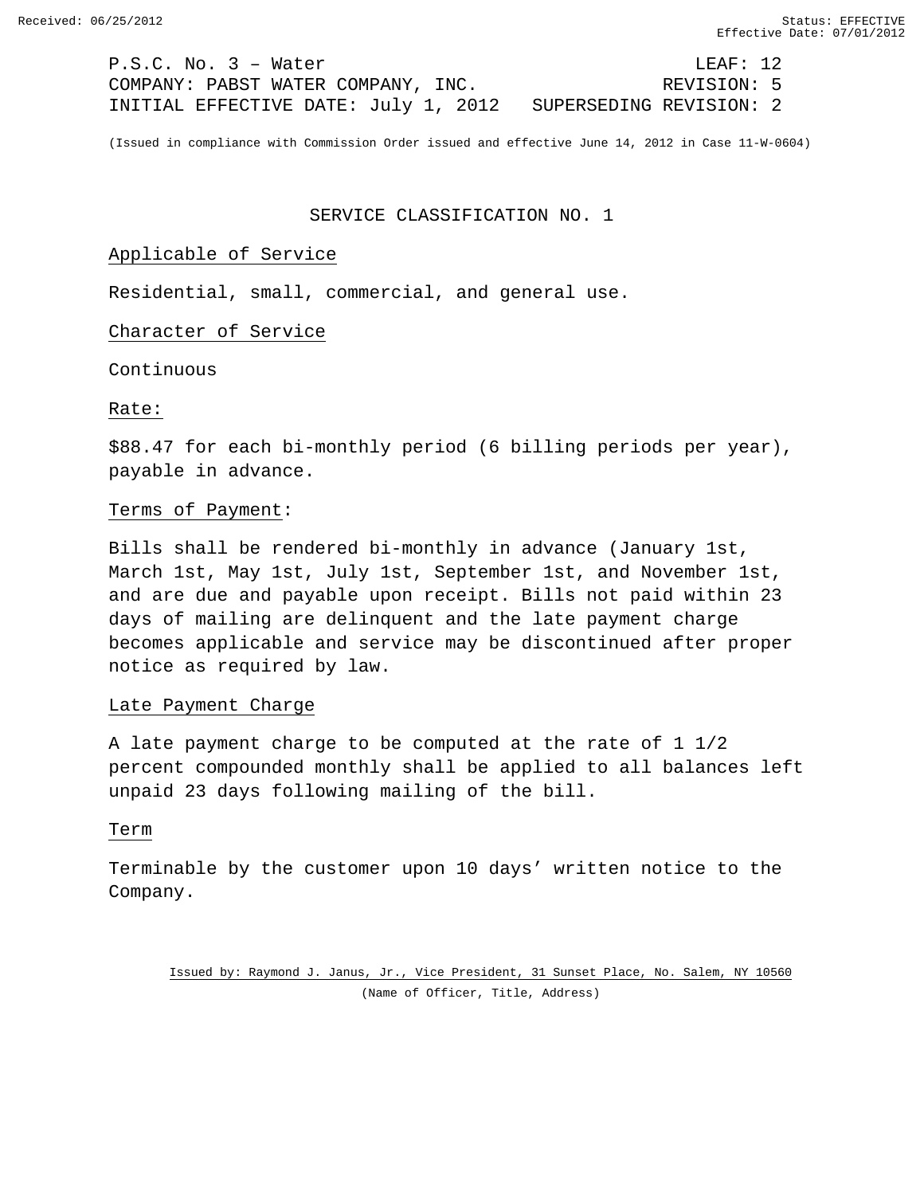P.S.C. No. 3 – Water LEAF: 12
COMPANY: PABST WATER COMPANY, INC. REVISION: 5
INITIAL EFFECTIVE DATE: July 1, 2012 SUPERSEDING REVISION: 2

(Issued in compliance with Commission Order issued and effective June 14, 2012 in Case 11-W-0604)

## SERVICE CLASSIFICATION NO. 1

Applicable of Service

Residential, small, commercial, and general use.

Character of Service

Continuous

Rate:

$88.47 for each bi-monthly period (6 billing periods per year), payable in advance.

Terms of Payment:

Bills shall be rendered bi-monthly in advance (January 1st, March 1st, May 1st, July 1st, September 1st, and November 1st, and are due and payable upon receipt. Bills not paid within 23 days of mailing are delinquent and the late payment charge becomes applicable and service may be discontinued after proper notice as required by law.

Late Payment Charge

A late payment charge to be computed at the rate of 1 1/2 percent compounded monthly shall be applied to all balances left unpaid 23 days following mailing of the bill.

Term

Terminable by the customer upon 10 days' written notice to the Company.

Issued by: Raymond J. Janus, Jr., Vice President, 31 Sunset Place, No. Salem, NY 10560
(Name of Officer, Title, Address)